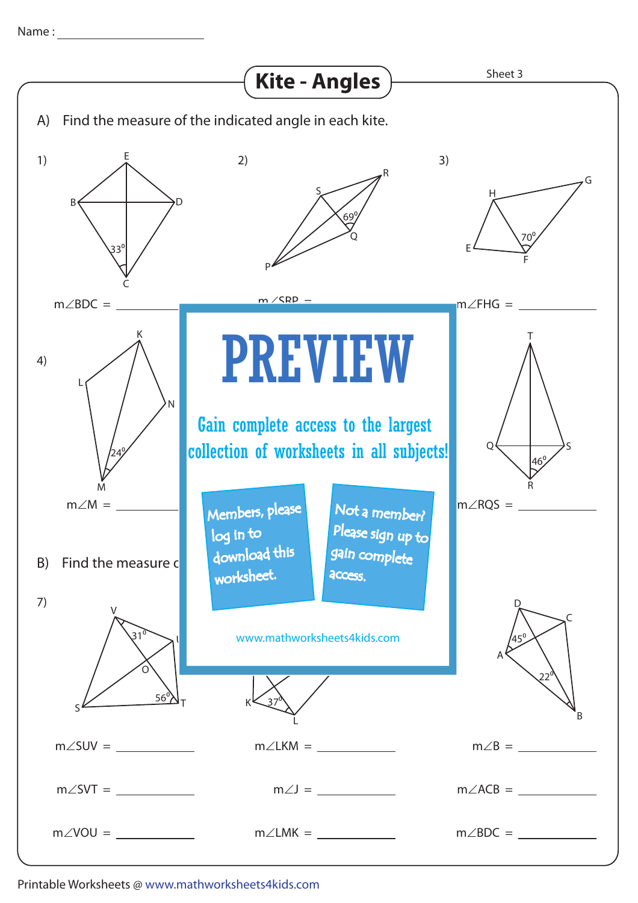Name : ____________________

# Kite - Angles

Sheet 3

A) Find the measure of the indicated angle in each kite.

1) E, B, D, C; $33^0$

m∠BDC = __________

2) S, R, $69^0$, Q, P

m∠SRP = __________

3) H, G, E, $70^0$, F

m∠FHG = __________

4) K, L, N, $24^0$, M

m∠M = __________

T, Q, S, $46^0$, R

m∠RQS = __________

**PREVIEW**

Gain complete access to the largest collection of worksheets in all subjects!

Members, please log in to download this worksheet.

Not a member? Please sign up to gain complete access.

www.mathworksheets4kids.com

B) Find the measure c

7) V, $31^0$, U, O, S, $56^0$, T

m∠SUV = __________

m∠SVT = __________

m∠VOU = __________

K, $37^0$, L

m∠LKM = __________

m∠J = __________

m∠LMK = __________

D, C, $45^0$, A, $22^0$, B

m∠B = __________

m∠ACB = __________

m∠BDC = __________

Printable Worksheets @ www.mathworksheets4kids.com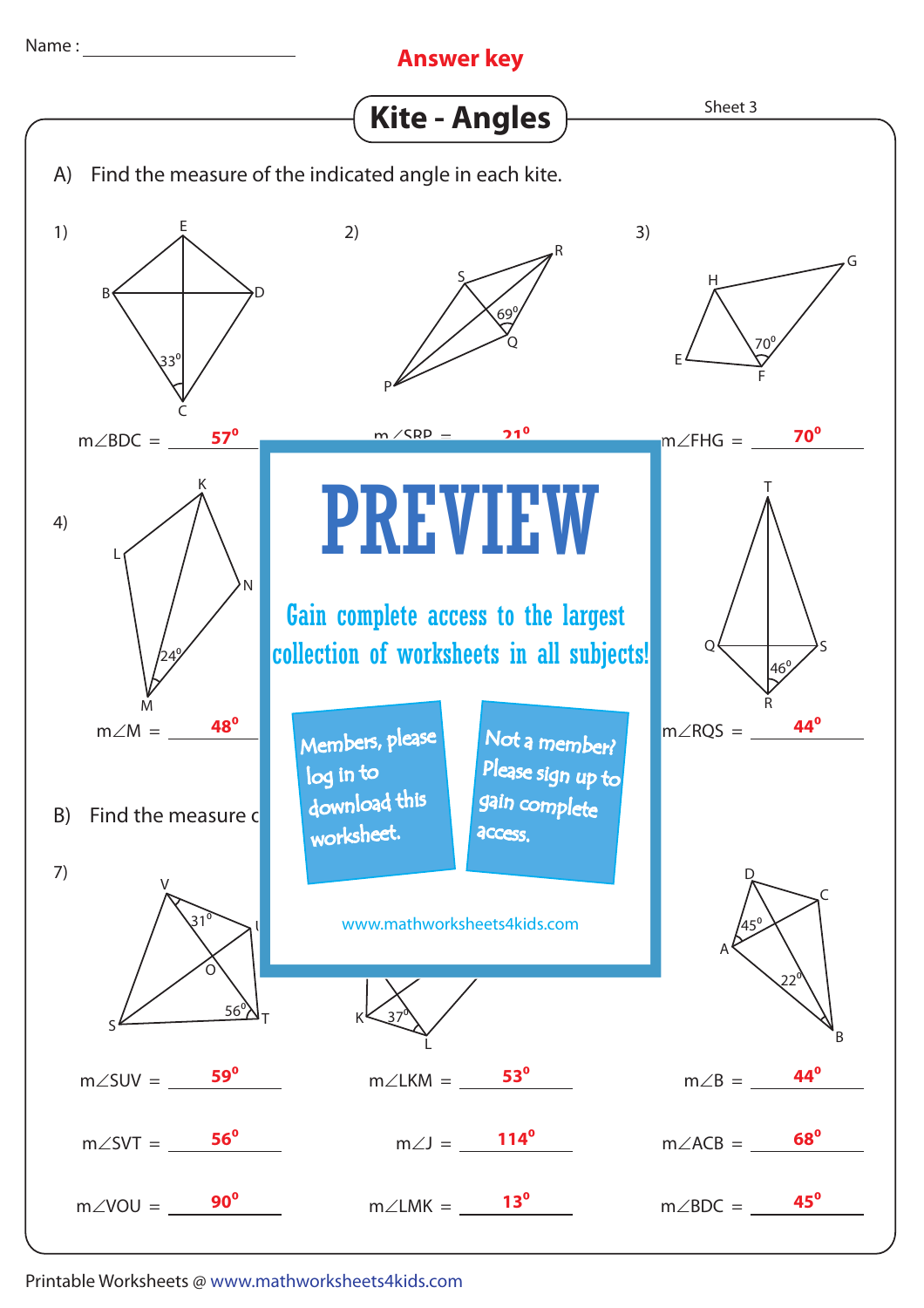Name : ____________________

**Answer key**

# Kite - Angles

Sheet 3

A) Find the measure of the indicated angle in each kite.

1)

E, B, D, C, $33^0$

$m\angle BDC$ = **$57^0$**

2)

S, R, Q, P, $69^0$

$m\angle SRP$ = **$21^0$**

3)

H, G, E, F, $70^0$

$m\angle FHG$ = **$70^0$**

4)

K, L, N, M, $24^0$

$m\angle M$ = **$48^0$**

T, Q, S, R, $46^0$

$m\angle RQS$ = **$44^0$**

# PREVIEW

Gain complete access to the largest collection of worksheets in all subjects!

Members, please log in to download this worksheet.

Not a member? Please sign up to gain complete access.

www.mathworksheets4kids.com

B) Find the measure o

7)

V, U, O, S, T, $31^0$, $56^0$

$m\angle SUV$ = **$59^0$**

$m\angle SVT$ = **$56^0$**

$m\angle VOU$ = **$90^0$**

K, L, $37^0$

$m\angle LKM$ = **$53^0$**

$m\angle J$ = **$114^0$**

$m\angle LMK$ = **$13^0$**

D, C, A, B, $45^0$, $22^0$

$m\angle B$ = **$44^0$**

$m\angle ACB$ = **$68^0$**

$m\angle BDC$ = **$45^0$**

Printable Worksheets @ www.mathworksheets4kids.com